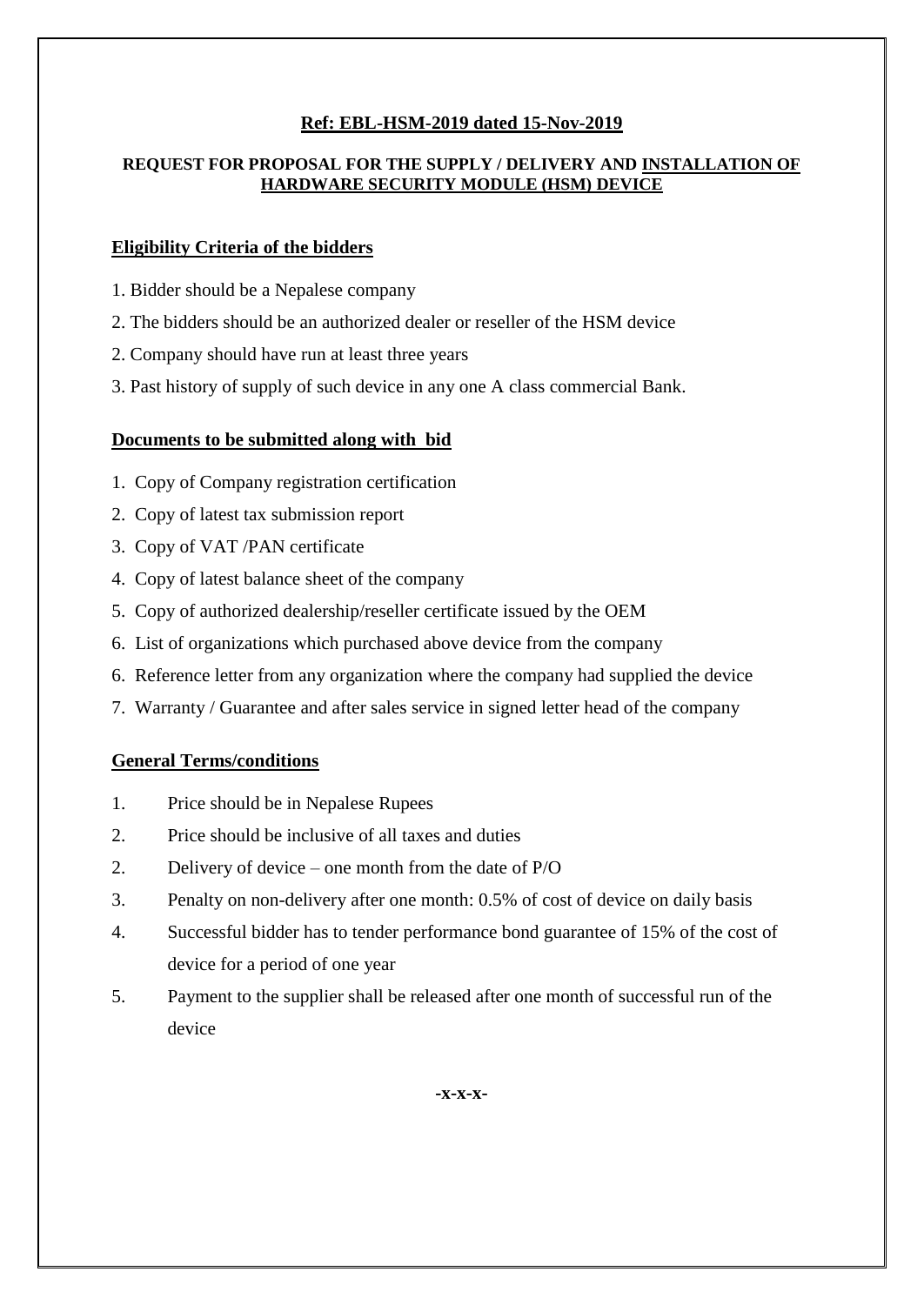**Ref: EBL-HSM-2019 dated 15-Nov-2019**

**REQUEST FOR PROPOSAL FOR THE SUPPLY / DELIVERY AND INSTALLATION OF HARDWARE SECURITY MODULE (HSM) DEVICE**

## Eligibility Criteria of the bidders

1. Bidder should be a Nepalese company
2. The bidders should be an authorized dealer or reseller of the HSM device
2. Company should have run at least three years
3. Past history of supply of such device in any one A class commercial Bank.

## Documents to be submitted along with bid

1. Copy of Company registration certification
2. Copy of latest tax submission report
3. Copy of VAT /PAN certificate
4. Copy of latest balance sheet of the company
5. Copy of authorized dealership/reseller certificate issued by the OEM
6. List of organizations which purchased above device from the company
6. Reference letter from any organization where the company had supplied the device
7. Warranty / Guarantee and after sales service in signed letter head of the company

## General Terms/conditions

1. Price should be in Nepalese Rupees
2. Price should be inclusive of all taxes and duties
2. Delivery of device – one month from the date of P/O
3. Penalty on non-delivery after one month: 0.5% of cost of device on daily basis
4. Successful bidder has to tender performance bond guarantee of 15% of the cost of device for a period of one year
5. Payment to the supplier shall be released after one month of successful run of the device

**-x-x-x-**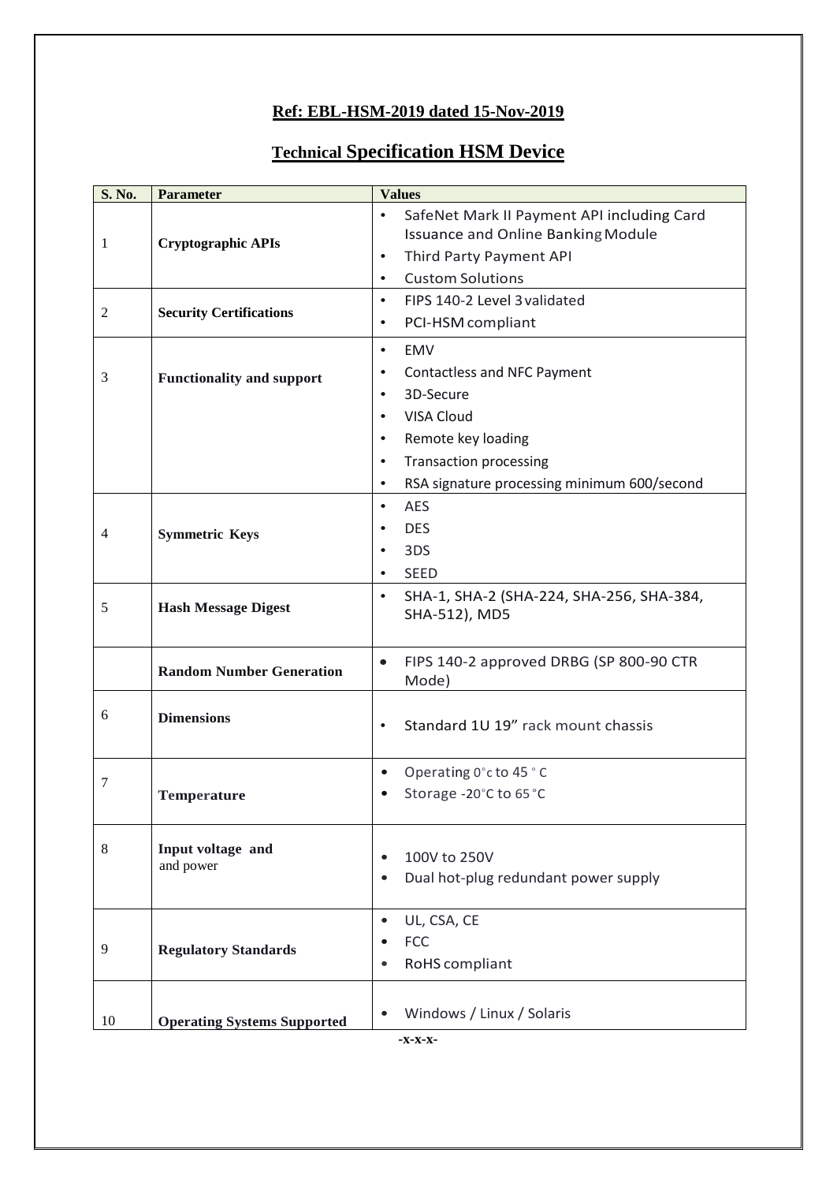**Ref: EBL-HSM-2019 dated 15-Nov-2019**

## Technical Specification HSM Device

| S. No. | Parameter | Values |
|---|---|---|
| 1 | **Cryptographic APIs** | • SafeNet Mark II Payment API including Card Issuance and Online Banking Module<br>• Third Party Payment API<br>• Custom Solutions |
| 2 | **Security Certifications** | • FIPS 140-2 Level 3 validated<br>• PCI-HSM compliant |
| 3 | **Functionality and support** | • EMV<br>• Contactless and NFC Payment<br>• 3D-Secure<br>• VISA Cloud<br>• Remote key loading<br>• Transaction processing<br>• RSA signature processing minimum 600/second |
| 4 | **Symmetric Keys** | • AES<br>• DES<br>• 3DS<br>• SEED |
| 5 | **Hash Message Digest** | • SHA-1, SHA-2 (SHA-224, SHA-256, SHA-384, SHA-512), MD5 |
| | **Random Number Generation** | • FIPS 140-2 approved DRBG (SP 800-90 CTR Mode) |
| 6 | **Dimensions** | • Standard 1U 19" rack mount chassis |
| 7 | **Temperature** | • Operating 0°c to 45 ° C<br>• Storage -20°C to 65 °C |
| 8 | **Input voltage and** and power | • 100V to 250V<br>• Dual hot-plug redundant power supply |
| 9 | **Regulatory Standards** | • UL, CSA, CE<br>• FCC<br>• RoHS compliant |
| 10 | **Operating Systems Supported** | • Windows / Linux / Solaris |

-x-x-x-